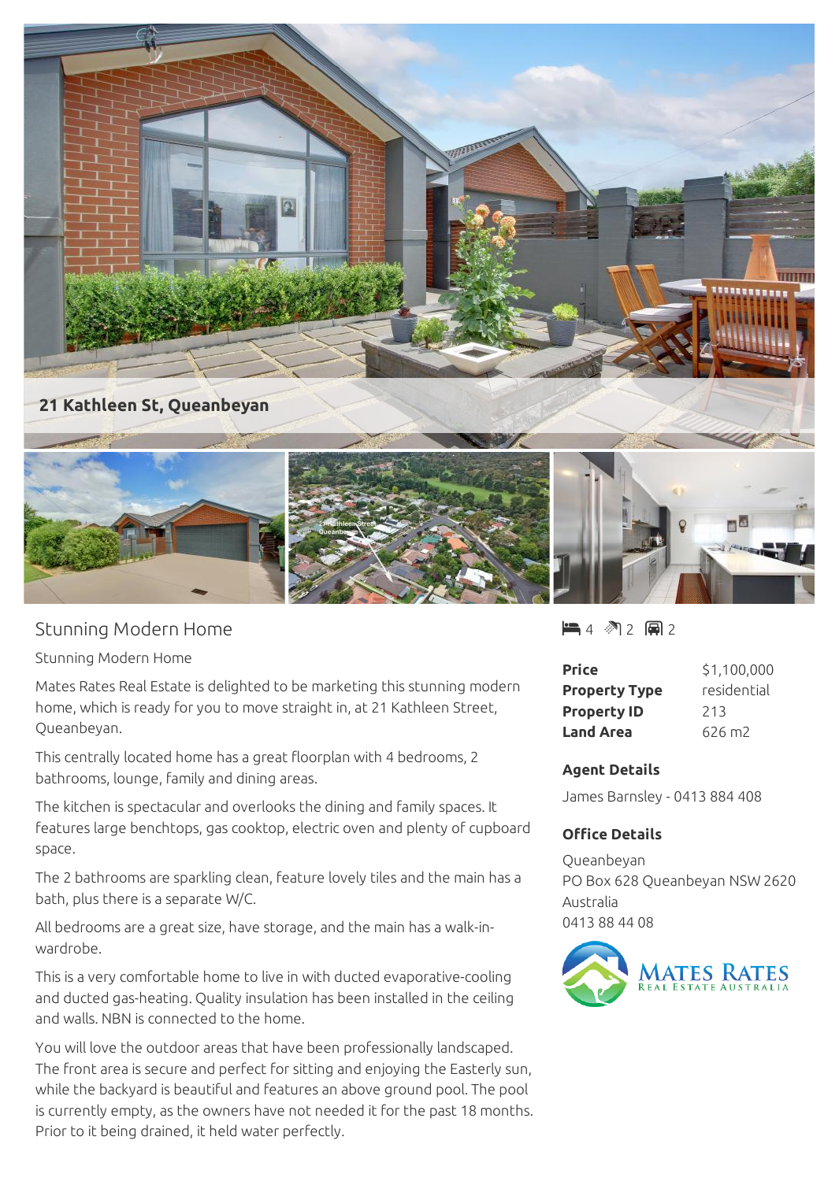**21 Kathleen St, Queanbeyan**

# Stunning Modern Home

Stunning Modern Home

Mates Rates Real Estate is delighted to be marketing this stunning modern home, which is ready for you to move straight in, at 21 Kathleen Street, Queanbeyan.

This centrally located home has a great floorplan with 4 bedrooms, 2 bathrooms, lounge, family and dining areas.

The kitchen is spectacular and overlooks the dining and family spaces. It features large benchtops, gas cooktop, electric oven and plenty of cupboard space.

The 2 bathrooms are sparkling clean, feature lovely tiles and the main has a bath, plus there is a separate W/C.

All bedrooms are a great size, have storage, and the main has a walk-in-wardrobe.

This is a very comfortable home to live in with ducted evaporative-cooling and ducted gas-heating. Quality insulation has been installed in the ceiling and walls. NBN is connected to the home.

You will love the outdoor areas that have been professionally landscaped. The front area is secure and perfect for sitting and enjoying the Easterly sun, while the backyard is beautiful and features an above ground pool. The pool is currently empty, as the owners have not needed it for the past 18 months. Prior to it being drained, it held water perfectly.

4 Bedrooms | 2 Bathrooms | 2 Car spaces

| | |
|---|---|
| **Price** | $1,100,000 |
| **Property Type** | residential |
| **Property ID** | 213 |
| **Land Area** | 626 m2 |

### Agent Details

James Barnsley - 0413 884 408

### Office Details

Queanbeyan
PO Box 628 Queanbeyan NSW 2620
Australia
0413 88 44 08

MATES RATES REAL ESTATE AUSTRALIA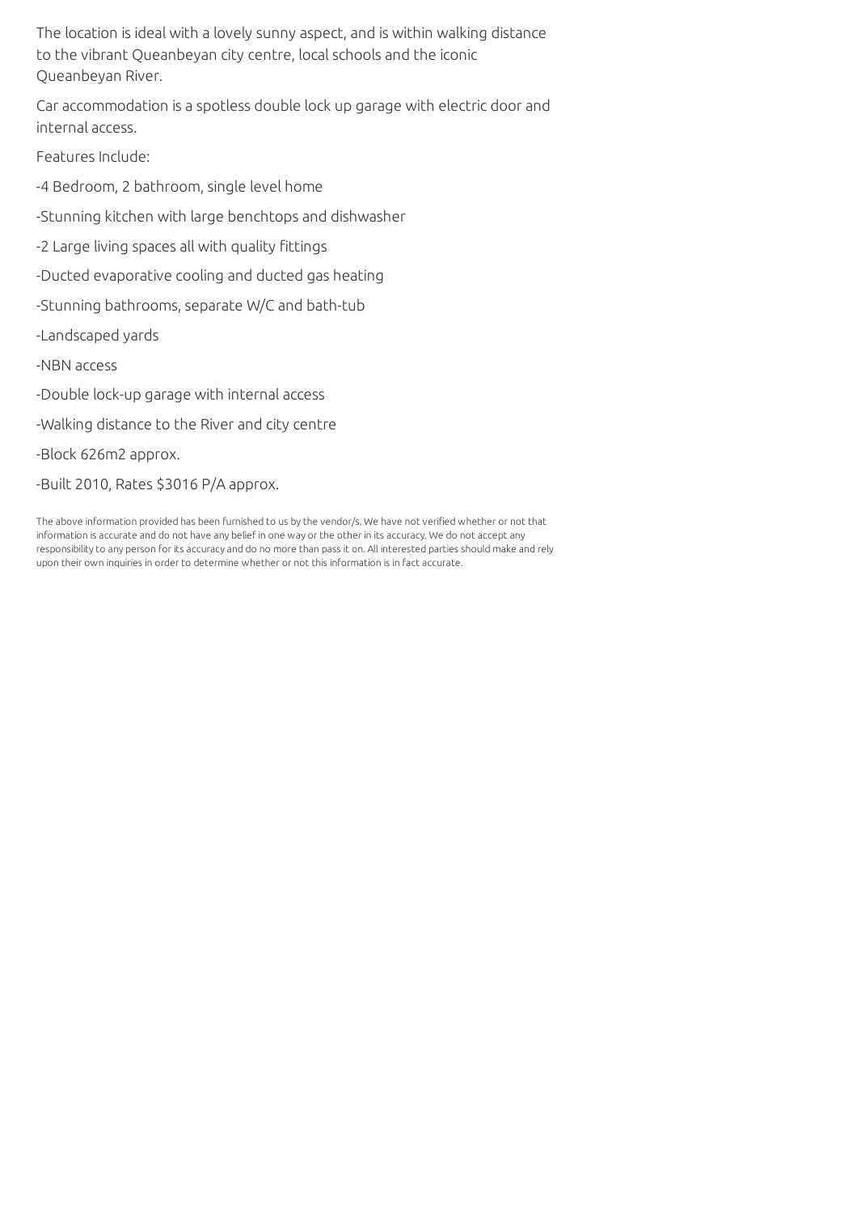The location is ideal with a lovely sunny aspect, and is within walking distance to the vibrant Queanbeyan city centre, local schools and the iconic Queanbeyan River.

Car accommodation is a spotless double lock up garage with electric door and internal access.

Features Include:

-4 Bedroom, 2 bathroom, single level home

-Stunning kitchen with large benchtops and dishwasher

-2 Large living spaces all with quality fittings

-Ducted evaporative cooling and ducted gas heating

-Stunning bathrooms, separate W/C and bath-tub

-Landscaped yards

-NBN access

-Double lock-up garage with internal access

-Walking distance to the River and city centre

-Block 626m2 approx.

-Built 2010, Rates $3016 P/A approx.

The above information provided has been furnished to us by the vendor/s. We have not verified whether or not that information is accurate and do not have any belief in one way or the other in its accuracy. We do not accept any responsibility to any person for its accuracy and do no more than pass it on. All interested parties should make and rely upon their own inquiries in order to determine whether or not this information is in fact accurate.